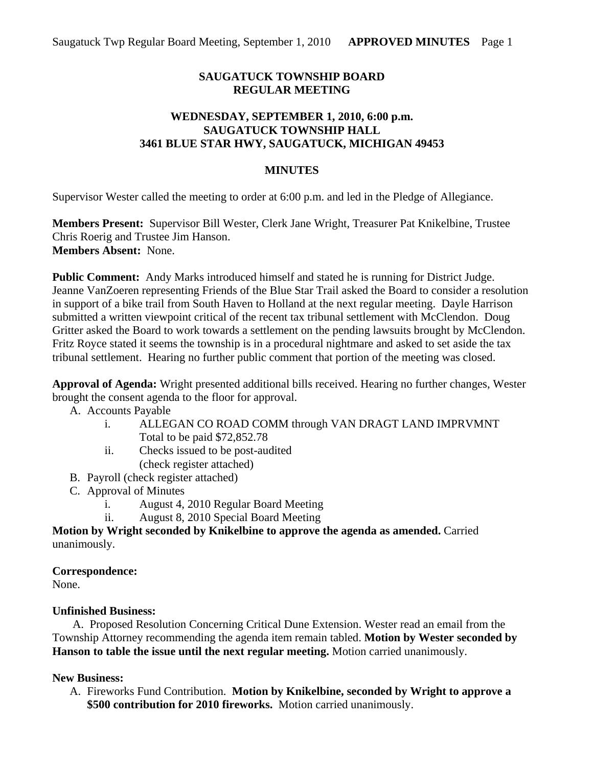# SAUGATUCK TOWNSHIP BOARD
# REGULAR MEETING

## WEDNESDAY, SEPTEMBER 1, 2010, 6:00 p.m.
## SAUGATUCK TOWNSHIP HALL
## 3461 BLUE STAR HWY, SAUGATUCK, MICHIGAN 49453

## MINUTES

Supervisor Wester called the meeting to order at 6:00 p.m. and led in the Pledge of Allegiance.

**Members Present:** Supervisor Bill Wester, Clerk Jane Wright, Treasurer Pat Knikelbine, Trustee Chris Roerig and Trustee Jim Hanson.
**Members Absent:** None.

**Public Comment:** Andy Marks introduced himself and stated he is running for District Judge. Jeanne VanZoeren representing Friends of the Blue Star Trail asked the Board to consider a resolution in support of a bike trail from South Haven to Holland at the next regular meeting. Dayle Harrison submitted a written viewpoint critical of the recent tax tribunal settlement with McClendon. Doug Gritter asked the Board to work towards a settlement on the pending lawsuits brought by McClendon. Fritz Royce stated it seems the township is in a procedural nightmare and asked to set aside the tax tribunal settlement. Hearing no further public comment that portion of the meeting was closed.

**Approval of Agenda:** Wright presented additional bills received. Hearing no further changes, Wester brought the consent agenda to the floor for approval.

A. Accounts Payable
   i. ALLEGAN CO ROAD COMM through VAN DRAGT LAND IMPRVMNT Total to be paid $72,852.78
   ii. Checks issued to be post-audited (check register attached)
B. Payroll (check register attached)
C. Approval of Minutes
   i. August 4, 2010 Regular Board Meeting
   ii. August 8, 2010 Special Board Meeting

**Motion by Wright seconded by Knikelbine to approve the agenda as amended.** Carried unanimously.

**Correspondence:**
None.

**Unfinished Business:**

A. Proposed Resolution Concerning Critical Dune Extension. Wester read an email from the Township Attorney recommending the agenda item remain tabled. **Motion by Wester seconded by Hanson to table the issue until the next regular meeting.** Motion carried unanimously.

**New Business:**

A. Fireworks Fund Contribution. **Motion by Knikelbine, seconded by Wright to approve a $500 contribution for 2010 fireworks.** Motion carried unanimously.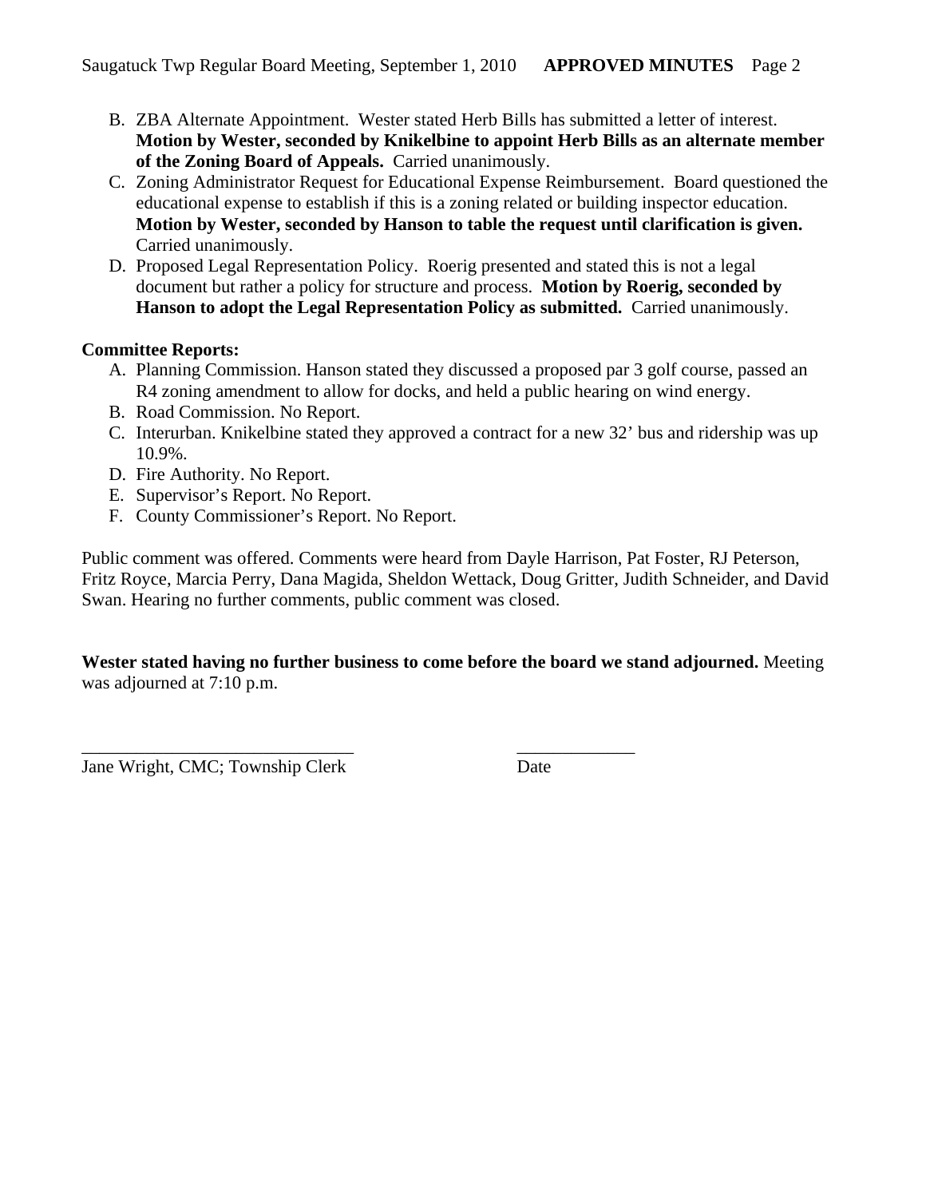B. ZBA Alternate Appointment. Wester stated Herb Bills has submitted a letter of interest. **Motion by Wester, seconded by Knikelbine to appoint Herb Bills as an alternate member of the Zoning Board of Appeals.** Carried unanimously.

C. Zoning Administrator Request for Educational Expense Reimbursement. Board questioned the educational expense to establish if this is a zoning related or building inspector education. **Motion by Wester, seconded by Hanson to table the request until clarification is given.** Carried unanimously.

D. Proposed Legal Representation Policy. Roerig presented and stated this is not a legal document but rather a policy for structure and process. **Motion by Roerig, seconded by Hanson to adopt the Legal Representation Policy as submitted.** Carried unanimously.

**Committee Reports:**

A. Planning Commission. Hanson stated they discussed a proposed par 3 golf course, passed an R4 zoning amendment to allow for docks, and held a public hearing on wind energy.
B. Road Commission. No Report.
C. Interurban. Knikelbine stated they approved a contract for a new 32' bus and ridership was up 10.9%.
D. Fire Authority. No Report.
E. Supervisor's Report. No Report.
F. County Commissioner's Report. No Report.

Public comment was offered. Comments were heard from Dayle Harrison, Pat Foster, RJ Peterson, Fritz Royce, Marcia Perry, Dana Magida, Sheldon Wettack, Doug Gritter, Judith Schneider, and David Swan. Hearing no further comments, public comment was closed.

**Wester stated having no further business to come before the board we stand adjourned.** Meeting was adjourned at 7:10 p.m.

______________________________ _____________

Jane Wright, CMC; Township Clerk Date